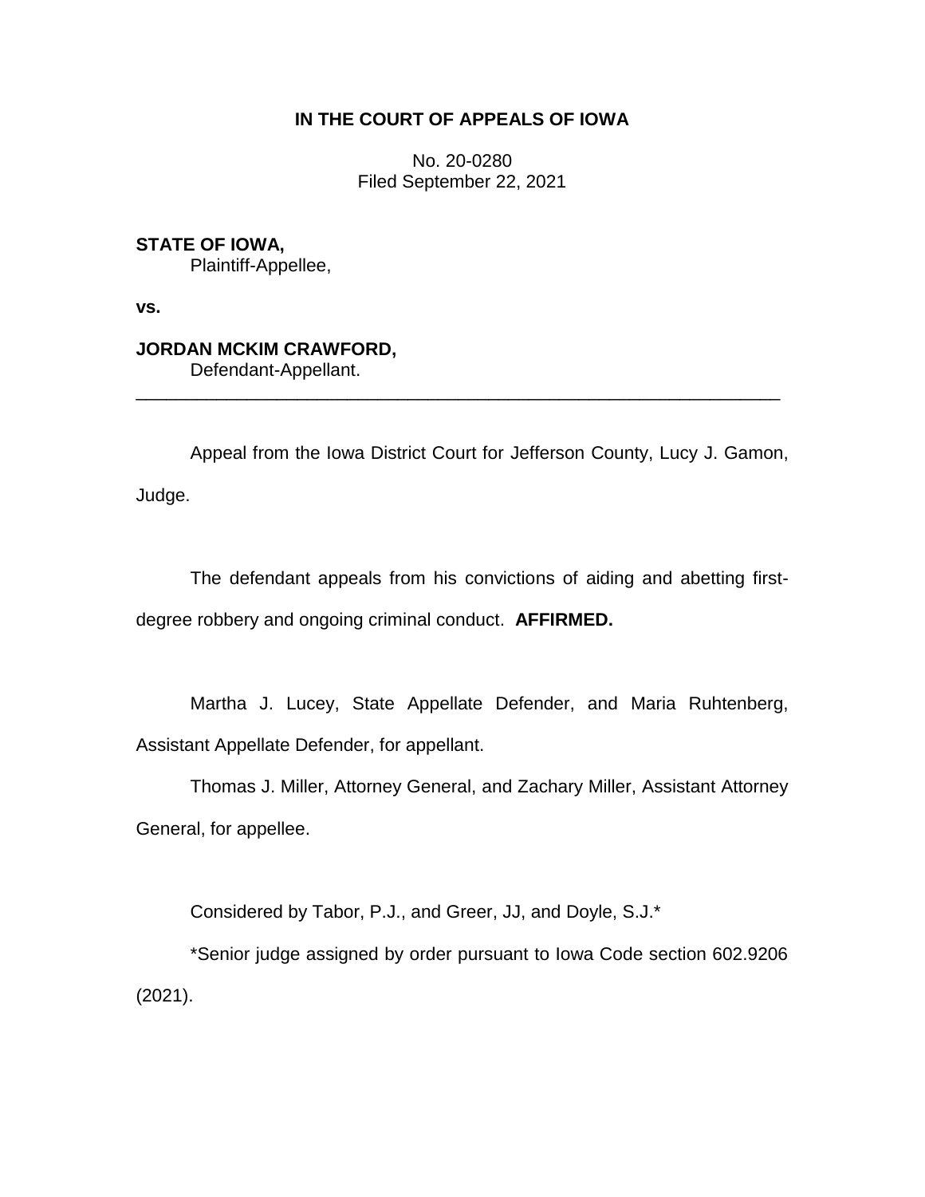**IN THE COURT OF APPEALS OF IOWA**

No. 20-0280
Filed September 22, 2021

**STATE OF IOWA,**
Plaintiff-Appellee,

**vs.**

**JORDAN MCKIM CRAWFORD,**
Defendant-Appellant.

---

Appeal from the Iowa District Court for Jefferson County, Lucy J. Gamon, Judge.

The defendant appeals from his convictions of aiding and abetting first-degree robbery and ongoing criminal conduct. **AFFIRMED.**

Martha J. Lucey, State Appellate Defender, and Maria Ruhtenberg, Assistant Appellate Defender, for appellant.

Thomas J. Miller, Attorney General, and Zachary Miller, Assistant Attorney General, for appellee.

Considered by Tabor, P.J., and Greer, JJ, and Doyle, S.J.*

*Senior judge assigned by order pursuant to Iowa Code section 602.9206 (2021).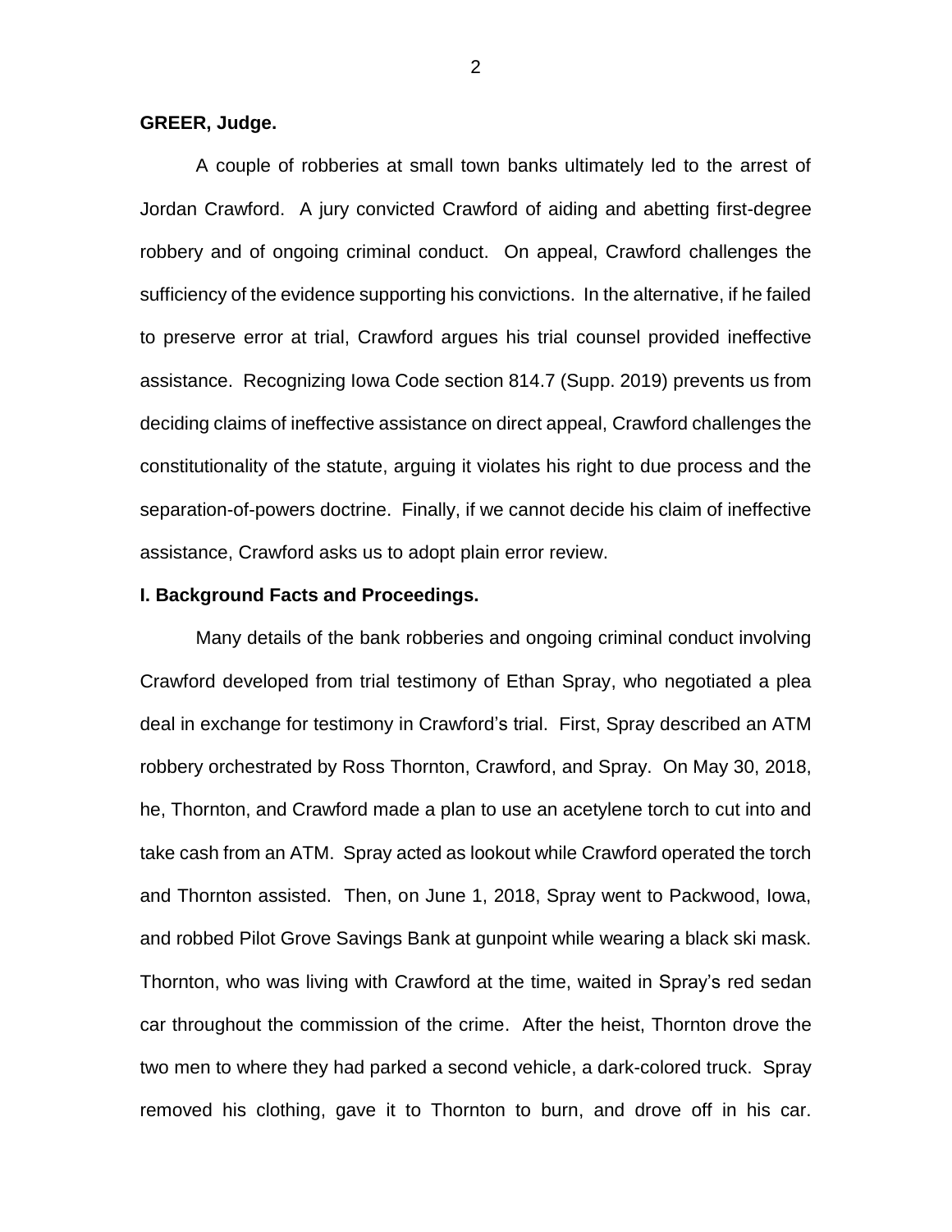**GREER, Judge.**

A couple of robberies at small town banks ultimately led to the arrest of Jordan Crawford. A jury convicted Crawford of aiding and abetting first-degree robbery and of ongoing criminal conduct. On appeal, Crawford challenges the sufficiency of the evidence supporting his convictions. In the alternative, if he failed to preserve error at trial, Crawford argues his trial counsel provided ineffective assistance. Recognizing Iowa Code section 814.7 (Supp. 2019) prevents us from deciding claims of ineffective assistance on direct appeal, Crawford challenges the constitutionality of the statute, arguing it violates his right to due process and the separation-of-powers doctrine. Finally, if we cannot decide his claim of ineffective assistance, Crawford asks us to adopt plain error review.

**I. Background Facts and Proceedings.**

Many details of the bank robberies and ongoing criminal conduct involving Crawford developed from trial testimony of Ethan Spray, who negotiated a plea deal in exchange for testimony in Crawford's trial. First, Spray described an ATM robbery orchestrated by Ross Thornton, Crawford, and Spray. On May 30, 2018, he, Thornton, and Crawford made a plan to use an acetylene torch to cut into and take cash from an ATM. Spray acted as lookout while Crawford operated the torch and Thornton assisted. Then, on June 1, 2018, Spray went to Packwood, Iowa, and robbed Pilot Grove Savings Bank at gunpoint while wearing a black ski mask. Thornton, who was living with Crawford at the time, waited in Spray's red sedan car throughout the commission of the crime. After the heist, Thornton drove the two men to where they had parked a second vehicle, a dark-colored truck. Spray removed his clothing, gave it to Thornton to burn, and drove off in his car.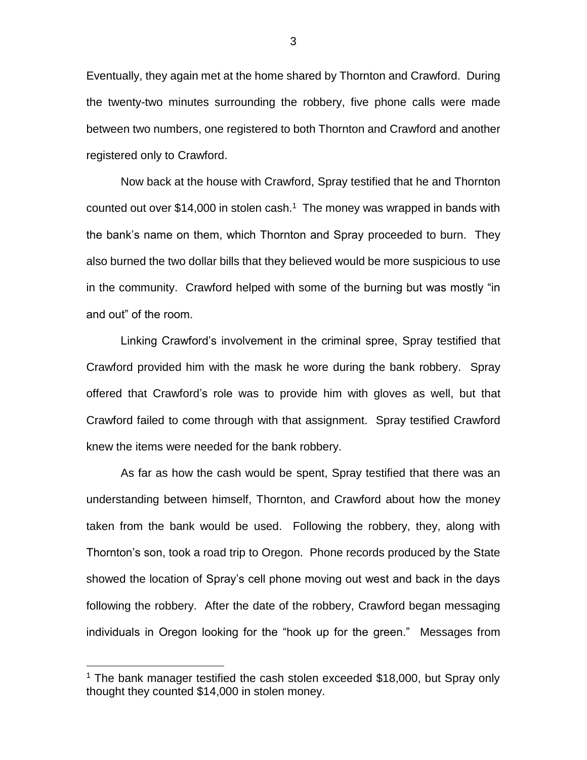Eventually, they again met at the home shared by Thornton and Crawford. During the twenty-two minutes surrounding the robbery, five phone calls were made between two numbers, one registered to both Thornton and Crawford and another registered only to Crawford.

Now back at the house with Crawford, Spray testified that he and Thornton counted out over $14,000 in stolen cash.[1] The money was wrapped in bands with the bank's name on them, which Thornton and Spray proceeded to burn. They also burned the two dollar bills that they believed would be more suspicious to use in the community. Crawford helped with some of the burning but was mostly "in and out" of the room.

Linking Crawford's involvement in the criminal spree, Spray testified that Crawford provided him with the mask he wore during the bank robbery. Spray offered that Crawford's role was to provide him with gloves as well, but that Crawford failed to come through with that assignment. Spray testified Crawford knew the items were needed for the bank robbery.

As far as how the cash would be spent, Spray testified that there was an understanding between himself, Thornton, and Crawford about how the money taken from the bank would be used. Following the robbery, they, along with Thornton's son, took a road trip to Oregon. Phone records produced by the State showed the location of Spray's cell phone moving out west and back in the days following the robbery. After the date of the robbery, Crawford began messaging individuals in Oregon looking for the "hook up for the green." Messages from

[1] The bank manager testified the cash stolen exceeded $18,000, but Spray only thought they counted $14,000 in stolen money.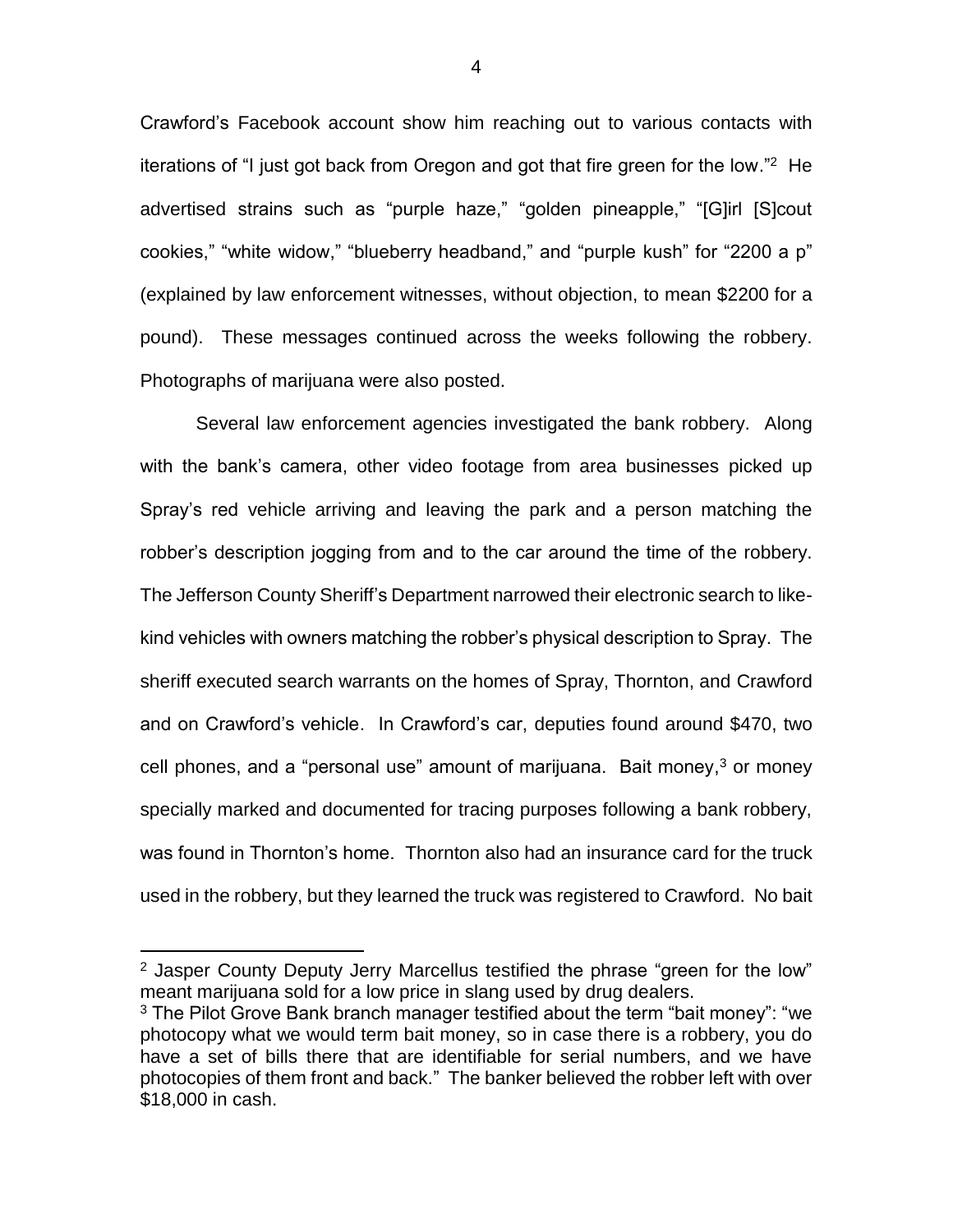Crawford's Facebook account show him reaching out to various contacts with iterations of "I just got back from Oregon and got that fire green for the low."[2] He advertised strains such as "purple haze," "golden pineapple," "[G]irl [S]cout cookies," "white widow," "blueberry headband," and "purple kush" for "2200 a p" (explained by law enforcement witnesses, without objection, to mean $2200 for a pound). These messages continued across the weeks following the robbery. Photographs of marijuana were also posted.

Several law enforcement agencies investigated the bank robbery. Along with the bank's camera, other video footage from area businesses picked up Spray's red vehicle arriving and leaving the park and a person matching the robber's description jogging from and to the car around the time of the robbery. The Jefferson County Sheriff's Department narrowed their electronic search to like-kind vehicles with owners matching the robber's physical description to Spray. The sheriff executed search warrants on the homes of Spray, Thornton, and Crawford and on Crawford's vehicle. In Crawford's car, deputies found around $470, two cell phones, and a "personal use" amount of marijuana. Bait money,[3] or money specially marked and documented for tracing purposes following a bank robbery, was found in Thornton's home. Thornton also had an insurance card for the truck used in the robbery, but they learned the truck was registered to Crawford. No bait

---

[2] Jasper County Deputy Jerry Marcellus testified the phrase "green for the low" meant marijuana sold for a low price in slang used by drug dealers.

[3] The Pilot Grove Bank branch manager testified about the term "bait money": "we photocopy what we would term bait money, so in case there is a robbery, you do have a set of bills there that are identifiable for serial numbers, and we have photocopies of them front and back." The banker believed the robber left with over $18,000 in cash.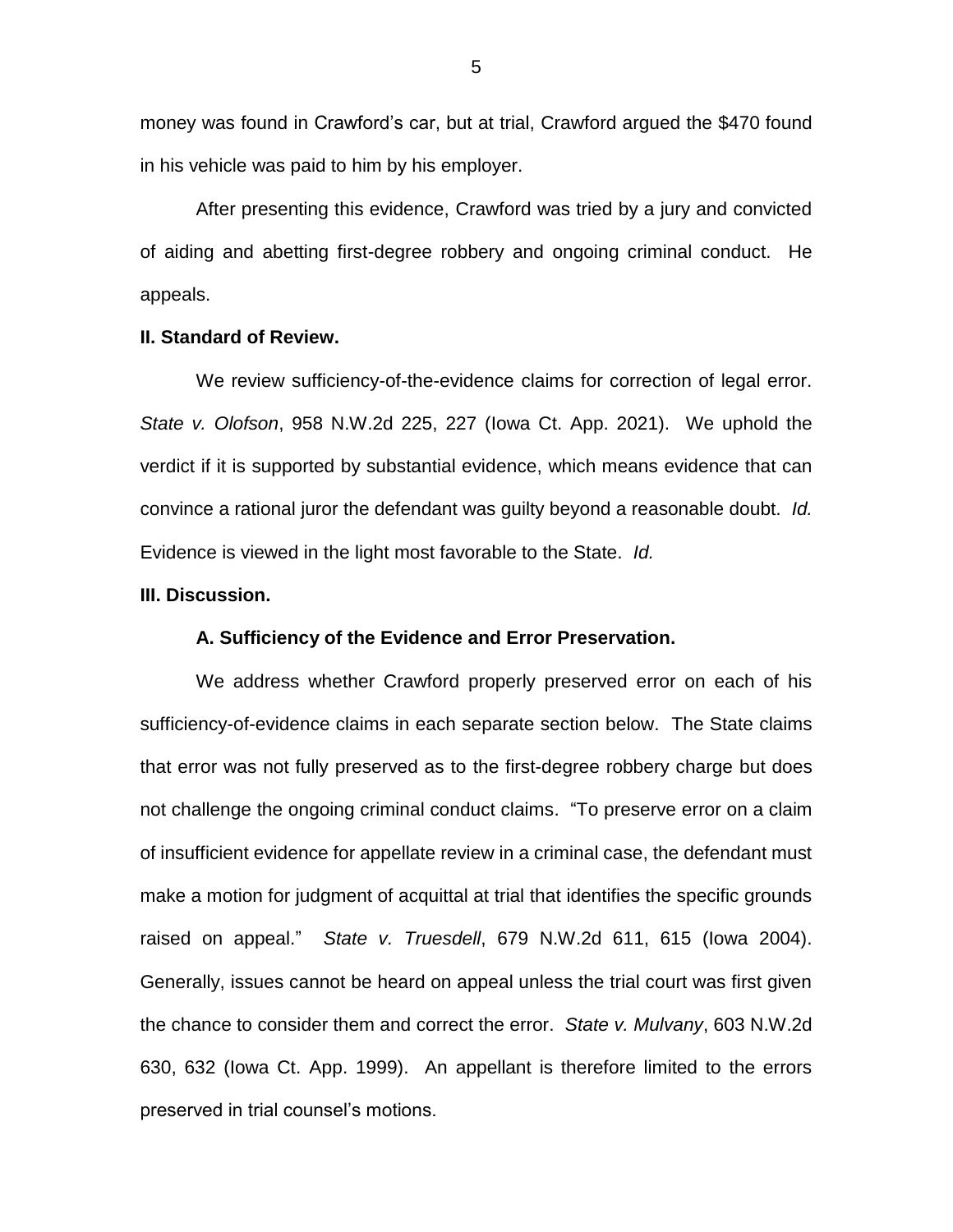money was found in Crawford's car, but at trial, Crawford argued the $470 found in his vehicle was paid to him by his employer.

After presenting this evidence, Crawford was tried by a jury and convicted of aiding and abetting first-degree robbery and ongoing criminal conduct. He appeals.

**II. Standard of Review.**

We review sufficiency-of-the-evidence claims for correction of legal error. *State v. Olofson*, 958 N.W.2d 225, 227 (Iowa Ct. App. 2021). We uphold the verdict if it is supported by substantial evidence, which means evidence that can convince a rational juror the defendant was guilty beyond a reasonable doubt. *Id.* Evidence is viewed in the light most favorable to the State. *Id.*

**III. Discussion.**

**A. Sufficiency of the Evidence and Error Preservation.**

We address whether Crawford properly preserved error on each of his sufficiency-of-evidence claims in each separate section below. The State claims that error was not fully preserved as to the first-degree robbery charge but does not challenge the ongoing criminal conduct claims. "To preserve error on a claim of insufficient evidence for appellate review in a criminal case, the defendant must make a motion for judgment of acquittal at trial that identifies the specific grounds raised on appeal." *State v. Truesdell*, 679 N.W.2d 611, 615 (Iowa 2004). Generally, issues cannot be heard on appeal unless the trial court was first given the chance to consider them and correct the error. *State v. Mulvany*, 603 N.W.2d 630, 632 (Iowa Ct. App. 1999). An appellant is therefore limited to the errors preserved in trial counsel's motions.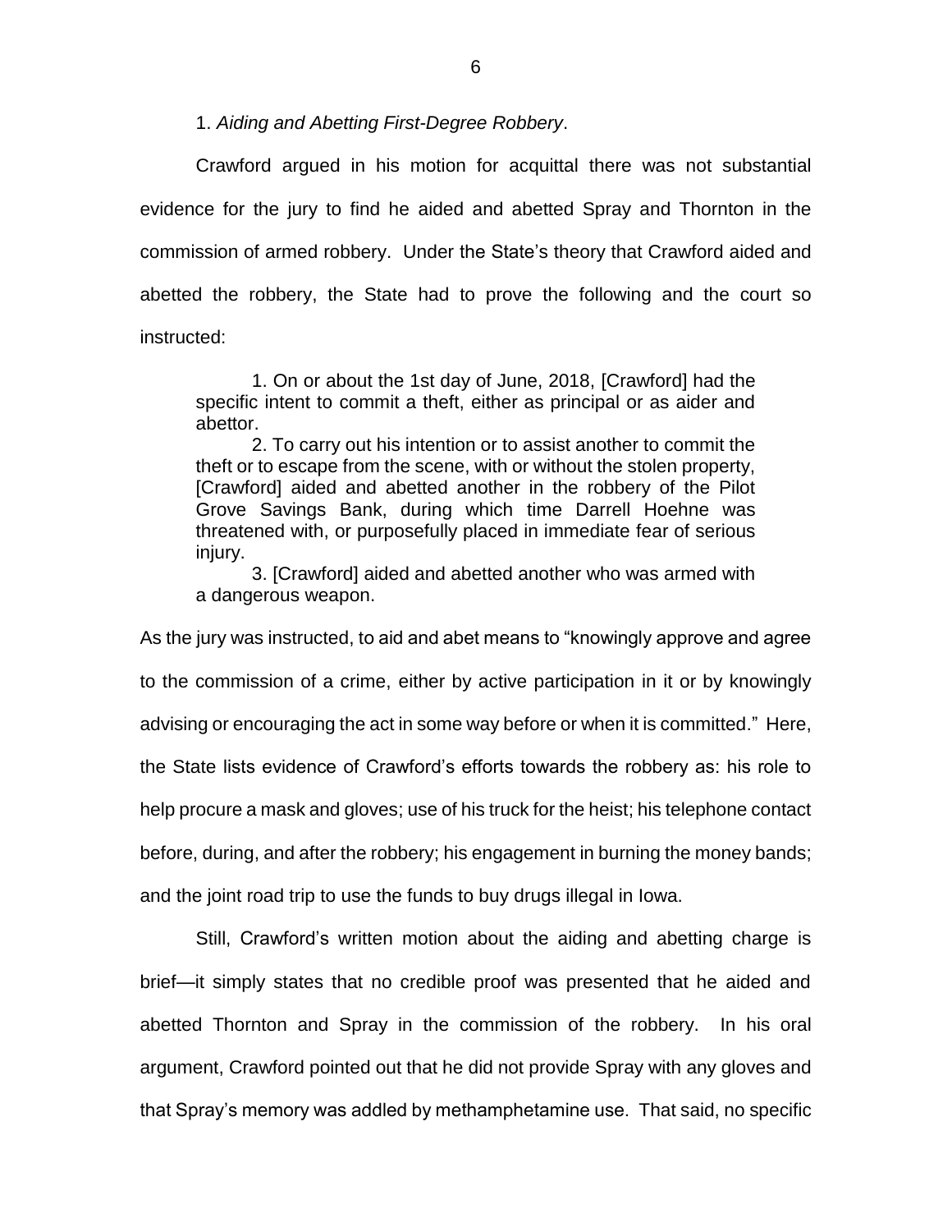1. *Aiding and Abetting First-Degree Robbery*.

Crawford argued in his motion for acquittal there was not substantial evidence for the jury to find he aided and abetted Spray and Thornton in the commission of armed robbery. Under the State's theory that Crawford aided and abetted the robbery, the State had to prove the following and the court so instructed:

> 1. On or about the 1st day of June, 2018, [Crawford] had the specific intent to commit a theft, either as principal or as aider and abettor.
>
> 2. To carry out his intention or to assist another to commit the theft or to escape from the scene, with or without the stolen property, [Crawford] aided and abetted another in the robbery of the Pilot Grove Savings Bank, during which time Darrell Hoehne was threatened with, or purposefully placed in immediate fear of serious injury.
>
> 3. [Crawford] aided and abetted another who was armed with a dangerous weapon.

As the jury was instructed, to aid and abet means to "knowingly approve and agree to the commission of a crime, either by active participation in it or by knowingly advising or encouraging the act in some way before or when it is committed." Here, the State lists evidence of Crawford's efforts towards the robbery as: his role to help procure a mask and gloves; use of his truck for the heist; his telephone contact before, during, and after the robbery; his engagement in burning the money bands; and the joint road trip to use the funds to buy drugs illegal in Iowa.

Still, Crawford's written motion about the aiding and abetting charge is brief—it simply states that no credible proof was presented that he aided and abetted Thornton and Spray in the commission of the robbery. In his oral argument, Crawford pointed out that he did not provide Spray with any gloves and that Spray's memory was addled by methamphetamine use. That said, no specific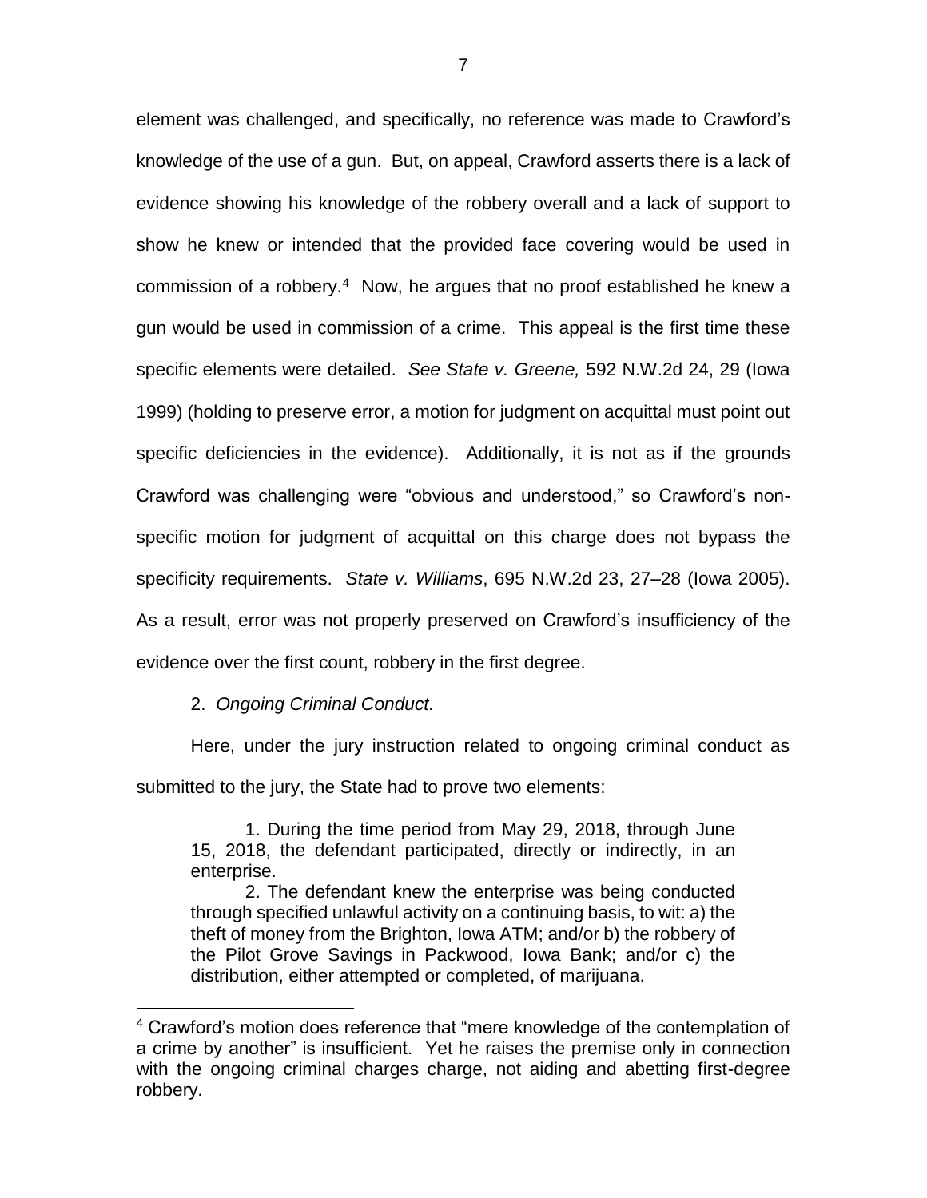element was challenged, and specifically, no reference was made to Crawford's knowledge of the use of a gun. But, on appeal, Crawford asserts there is a lack of evidence showing his knowledge of the robbery overall and a lack of support to show he knew or intended that the provided face covering would be used in commission of a robbery.[4] Now, he argues that no proof established he knew a gun would be used in commission of a crime. This appeal is the first time these specific elements were detailed. *See State v. Greene,* 592 N.W.2d 24, 29 (Iowa 1999) (holding to preserve error, a motion for judgment on acquittal must point out specific deficiencies in the evidence). Additionally, it is not as if the grounds Crawford was challenging were "obvious and understood," so Crawford's non-specific motion for judgment of acquittal on this charge does not bypass the specificity requirements. *State v. Williams*, 695 N.W.2d 23, 27–28 (Iowa 2005). As a result, error was not properly preserved on Crawford's insufficiency of the evidence over the first count, robbery in the first degree.

2. *Ongoing Criminal Conduct.*

Here, under the jury instruction related to ongoing criminal conduct as submitted to the jury, the State had to prove two elements:

> 1. During the time period from May 29, 2018, through June 15, 2018, the defendant participated, directly or indirectly, in an enterprise.
>
> 2. The defendant knew the enterprise was being conducted through specified unlawful activity on a continuing basis, to wit: a) the theft of money from the Brighton, Iowa ATM; and/or b) the robbery of the Pilot Grove Savings in Packwood, Iowa Bank; and/or c) the distribution, either attempted or completed, of marijuana.

[4] Crawford's motion does reference that "mere knowledge of the contemplation of a crime by another" is insufficient. Yet he raises the premise only in connection with the ongoing criminal charges charge, not aiding and abetting first-degree robbery.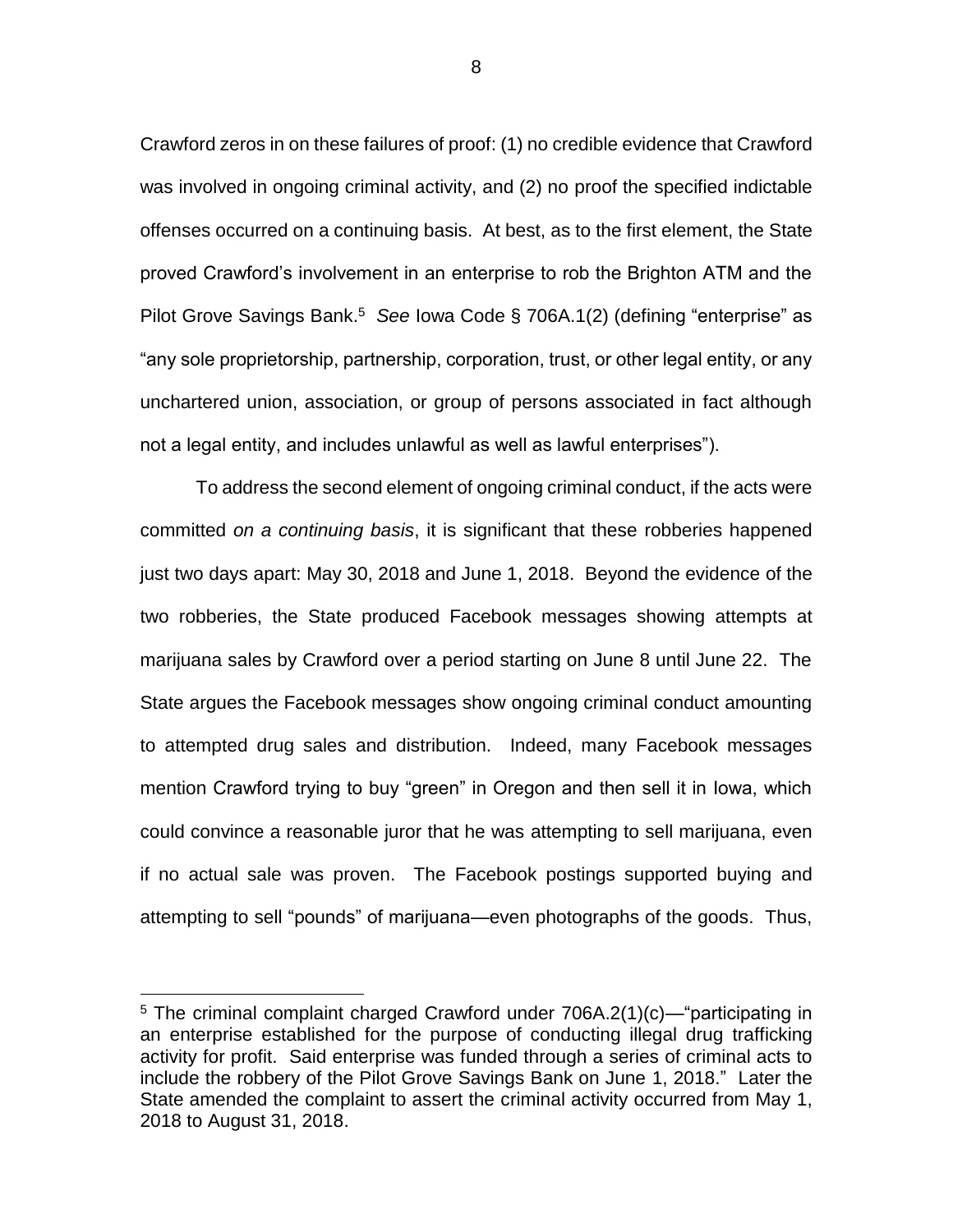Crawford zeros in on these failures of proof: (1) no credible evidence that Crawford was involved in ongoing criminal activity, and (2) no proof the specified indictable offenses occurred on a continuing basis. At best, as to the first element, the State proved Crawford's involvement in an enterprise to rob the Brighton ATM and the Pilot Grove Savings Bank.[5] *See* Iowa Code § 706A.1(2) (defining "enterprise" as "any sole proprietorship, partnership, corporation, trust, or other legal entity, or any unchartered union, association, or group of persons associated in fact although not a legal entity, and includes unlawful as well as lawful enterprises").

To address the second element of ongoing criminal conduct, if the acts were committed *on a continuing basis*, it is significant that these robberies happened just two days apart: May 30, 2018 and June 1, 2018. Beyond the evidence of the two robberies, the State produced Facebook messages showing attempts at marijuana sales by Crawford over a period starting on June 8 until June 22. The State argues the Facebook messages show ongoing criminal conduct amounting to attempted drug sales and distribution. Indeed, many Facebook messages mention Crawford trying to buy "green" in Oregon and then sell it in Iowa, which could convince a reasonable juror that he was attempting to sell marijuana, even if no actual sale was proven. The Facebook postings supported buying and attempting to sell "pounds" of marijuana—even photographs of the goods. Thus,

[5] The criminal complaint charged Crawford under 706A.2(1)(c)—"participating in an enterprise established for the purpose of conducting illegal drug trafficking activity for profit. Said enterprise was funded through a series of criminal acts to include the robbery of the Pilot Grove Savings Bank on June 1, 2018." Later the State amended the complaint to assert the criminal activity occurred from May 1, 2018 to August 31, 2018.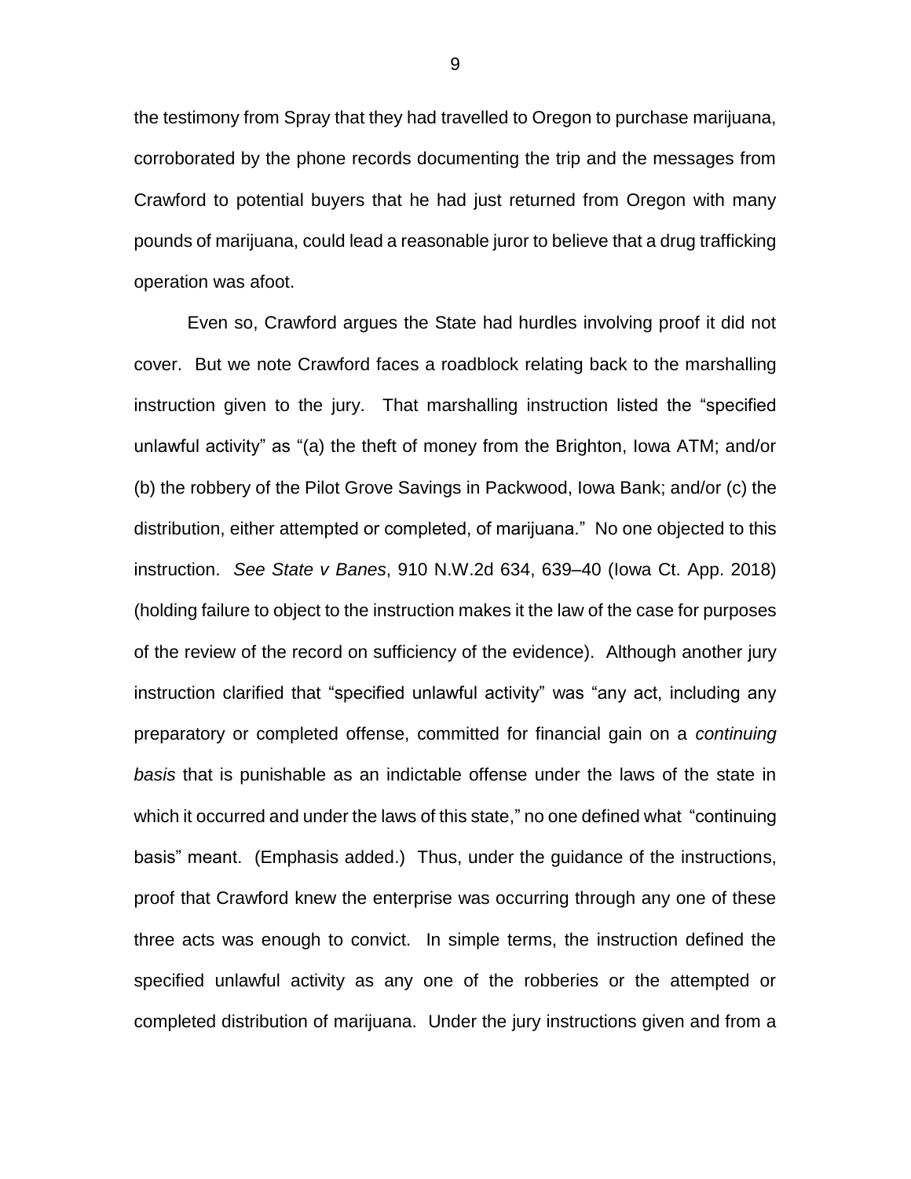the testimony from Spray that they had travelled to Oregon to purchase marijuana, corroborated by the phone records documenting the trip and the messages from Crawford to potential buyers that he had just returned from Oregon with many pounds of marijuana, could lead a reasonable juror to believe that a drug trafficking operation was afoot.

Even so, Crawford argues the State had hurdles involving proof it did not cover. But we note Crawford faces a roadblock relating back to the marshalling instruction given to the jury. That marshalling instruction listed the "specified unlawful activity" as "(a) the theft of money from the Brighton, Iowa ATM; and/or (b) the robbery of the Pilot Grove Savings in Packwood, Iowa Bank; and/or (c) the distribution, either attempted or completed, of marijuana." No one objected to this instruction. *See State v Banes*, 910 N.W.2d 634, 639–40 (Iowa Ct. App. 2018) (holding failure to object to the instruction makes it the law of the case for purposes of the review of the record on sufficiency of the evidence). Although another jury instruction clarified that "specified unlawful activity" was "any act, including any preparatory or completed offense, committed for financial gain on a *continuing basis* that is punishable as an indictable offense under the laws of the state in which it occurred and under the laws of this state," no one defined what "continuing basis" meant. (Emphasis added.) Thus, under the guidance of the instructions, proof that Crawford knew the enterprise was occurring through any one of these three acts was enough to convict. In simple terms, the instruction defined the specified unlawful activity as any one of the robberies or the attempted or completed distribution of marijuana. Under the jury instructions given and from a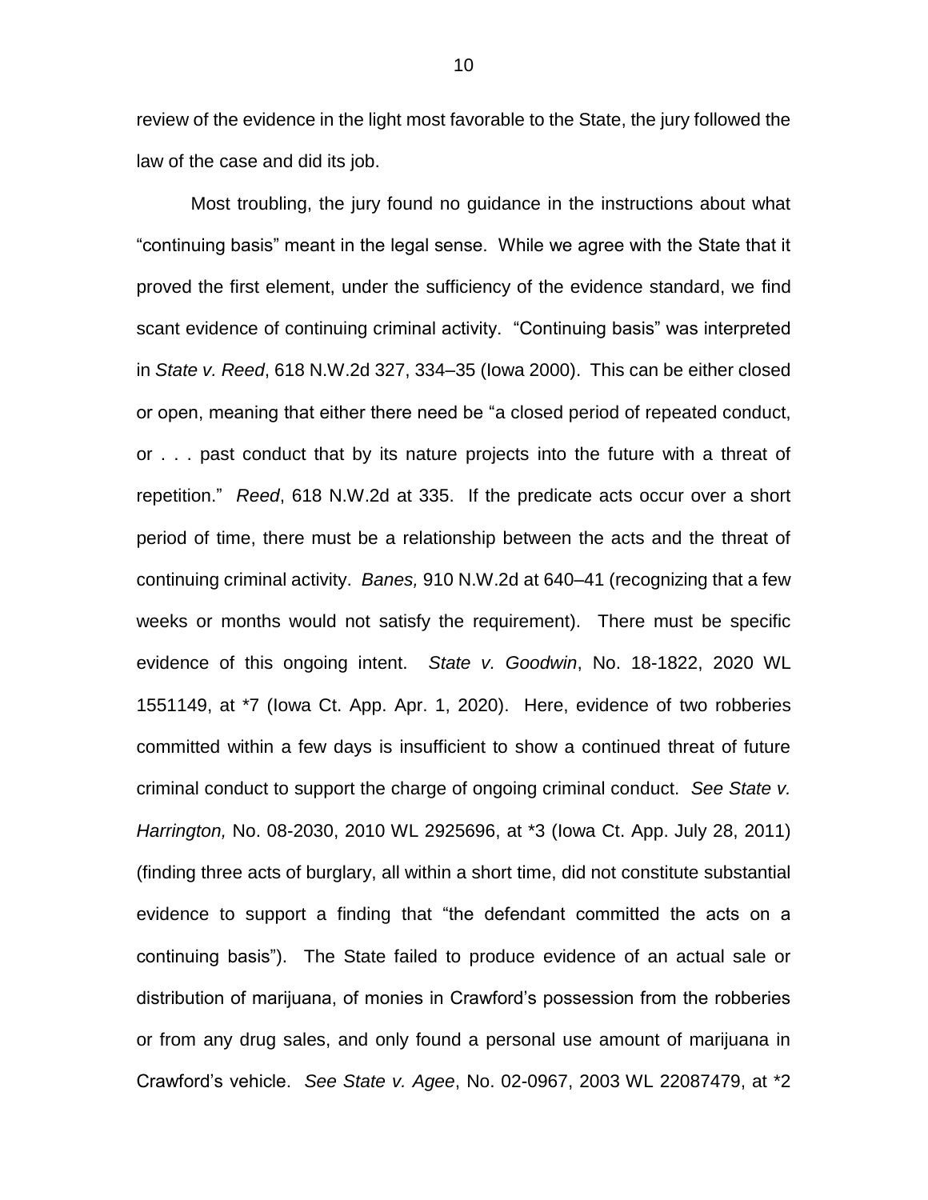review of the evidence in the light most favorable to the State, the jury followed the law of the case and did its job.

Most troubling, the jury found no guidance in the instructions about what "continuing basis" meant in the legal sense. While we agree with the State that it proved the first element, under the sufficiency of the evidence standard, we find scant evidence of continuing criminal activity. "Continuing basis" was interpreted in *State v. Reed*, 618 N.W.2d 327, 334–35 (Iowa 2000). This can be either closed or open, meaning that either there need be "a closed period of repeated conduct, or . . . past conduct that by its nature projects into the future with a threat of repetition." *Reed*, 618 N.W.2d at 335. If the predicate acts occur over a short period of time, there must be a relationship between the acts and the threat of continuing criminal activity. *Banes,* 910 N.W.2d at 640–41 (recognizing that a few weeks or months would not satisfy the requirement). There must be specific evidence of this ongoing intent. *State v. Goodwin*, No. 18-1822, 2020 WL 1551149, at *7 (Iowa Ct. App. Apr. 1, 2020). Here, evidence of two robberies committed within a few days is insufficient to show a continued threat of future criminal conduct to support the charge of ongoing criminal conduct. *See State v. Harrington,* No. 08-2030, 2010 WL 2925696, at *3 (Iowa Ct. App. July 28, 2011) (finding three acts of burglary, all within a short time, did not constitute substantial evidence to support a finding that "the defendant committed the acts on a continuing basis"). The State failed to produce evidence of an actual sale or distribution of marijuana, of monies in Crawford's possession from the robberies or from any drug sales, and only found a personal use amount of marijuana in Crawford's vehicle. *See State v. Agee*, No. 02-0967, 2003 WL 22087479, at *2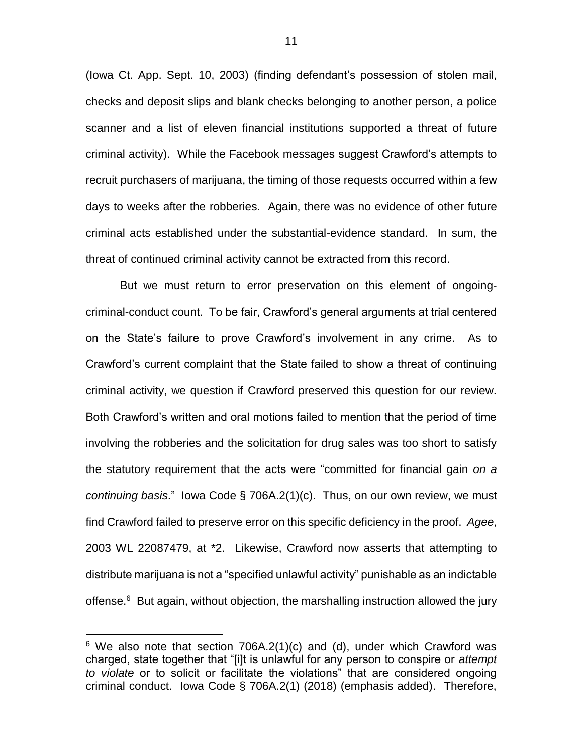(Iowa Ct. App. Sept. 10, 2003) (finding defendant's possession of stolen mail, checks and deposit slips and blank checks belonging to another person, a police scanner and a list of eleven financial institutions supported a threat of future criminal activity). While the Facebook messages suggest Crawford's attempts to recruit purchasers of marijuana, the timing of those requests occurred within a few days to weeks after the robberies. Again, there was no evidence of other future criminal acts established under the substantial-evidence standard. In sum, the threat of continued criminal activity cannot be extracted from this record.

But we must return to error preservation on this element of ongoing-criminal-conduct count. To be fair, Crawford's general arguments at trial centered on the State's failure to prove Crawford's involvement in any crime. As to Crawford's current complaint that the State failed to show a threat of continuing criminal activity, we question if Crawford preserved this question for our review. Both Crawford's written and oral motions failed to mention that the period of time involving the robberies and the solicitation for drug sales was too short to satisfy the statutory requirement that the acts were "committed for financial gain *on a continuing basis*." Iowa Code § 706A.2(1)(c). Thus, on our own review, we must find Crawford failed to preserve error on this specific deficiency in the proof. *Agee*, 2003 WL 22087479, at *2. Likewise, Crawford now asserts that attempting to distribute marijuana is not a "specified unlawful activity" punishable as an indictable offense.[6] But again, without objection, the marshalling instruction allowed the jury

---

[6] We also note that section 706A.2(1)(c) and (d), under which Crawford was charged, state together that "[i]t is unlawful for any person to conspire or *attempt to violate* or to solicit or facilitate the violations" that are considered ongoing criminal conduct. Iowa Code § 706A.2(1) (2018) (emphasis added). Therefore,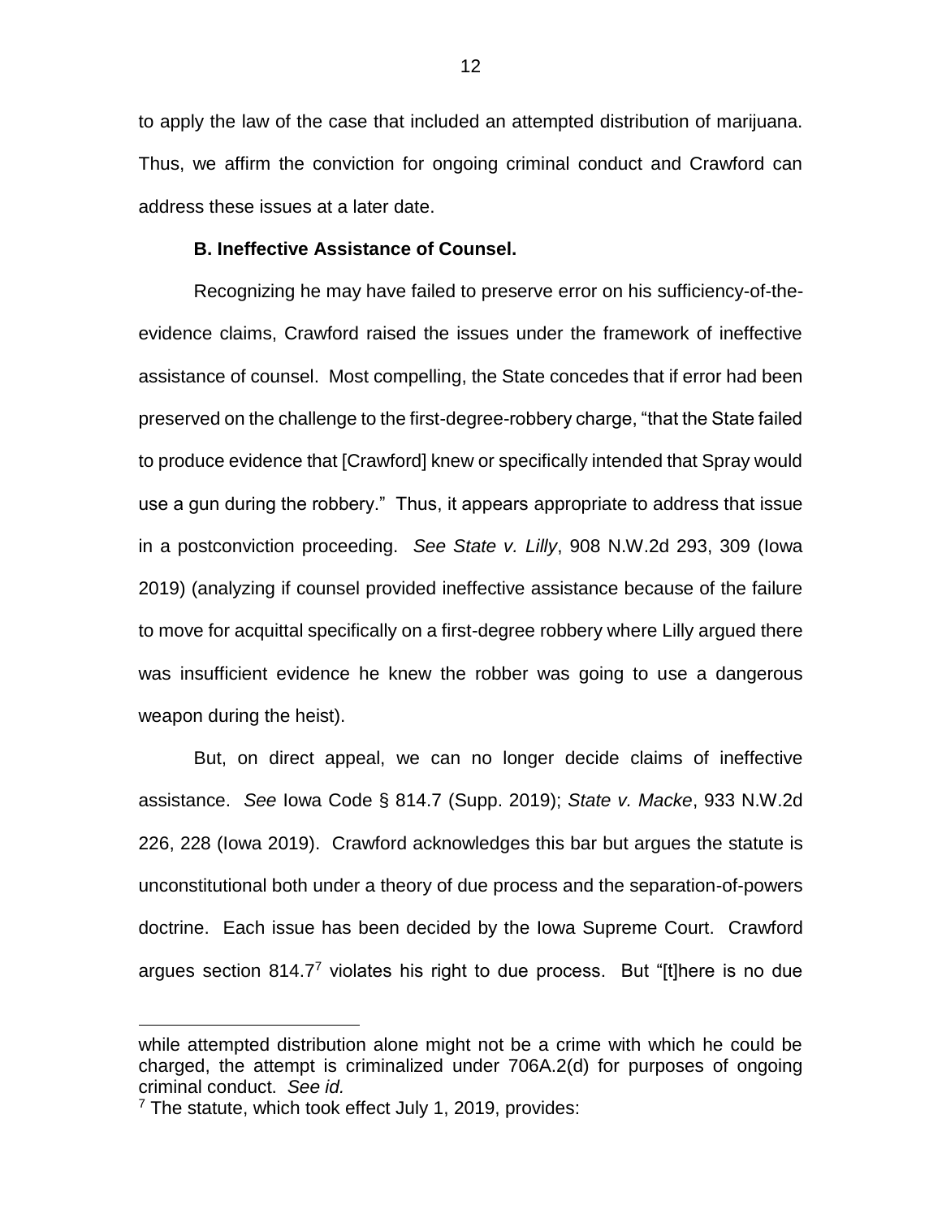to apply the law of the case that included an attempted distribution of marijuana. Thus, we affirm the conviction for ongoing criminal conduct and Crawford can address these issues at a later date.

**B. Ineffective Assistance of Counsel.**

Recognizing he may have failed to preserve error on his sufficiency-of-the-evidence claims, Crawford raised the issues under the framework of ineffective assistance of counsel. Most compelling, the State concedes that if error had been preserved on the challenge to the first-degree-robbery charge, "that the State failed to produce evidence that [Crawford] knew or specifically intended that Spray would use a gun during the robbery." Thus, it appears appropriate to address that issue in a postconviction proceeding. *See State v. Lilly*, 908 N.W.2d 293, 309 (Iowa 2019) (analyzing if counsel provided ineffective assistance because of the failure to move for acquittal specifically on a first-degree robbery where Lilly argued there was insufficient evidence he knew the robber was going to use a dangerous weapon during the heist).

But, on direct appeal, we can no longer decide claims of ineffective assistance. *See* Iowa Code § 814.7 (Supp. 2019); *State v. Macke*, 933 N.W.2d 226, 228 (Iowa 2019). Crawford acknowledges this bar but argues the statute is unconstitutional both under a theory of due process and the separation-of-powers doctrine. Each issue has been decided by the Iowa Supreme Court. Crawford argues section 814.7[7] violates his right to due process. But "[t]here is no due

---

while attempted distribution alone might not be a crime with which he could be charged, the attempt is criminalized under 706A.2(d) for purposes of ongoing criminal conduct. *See id.*

[7] The statute, which took effect July 1, 2019, provides: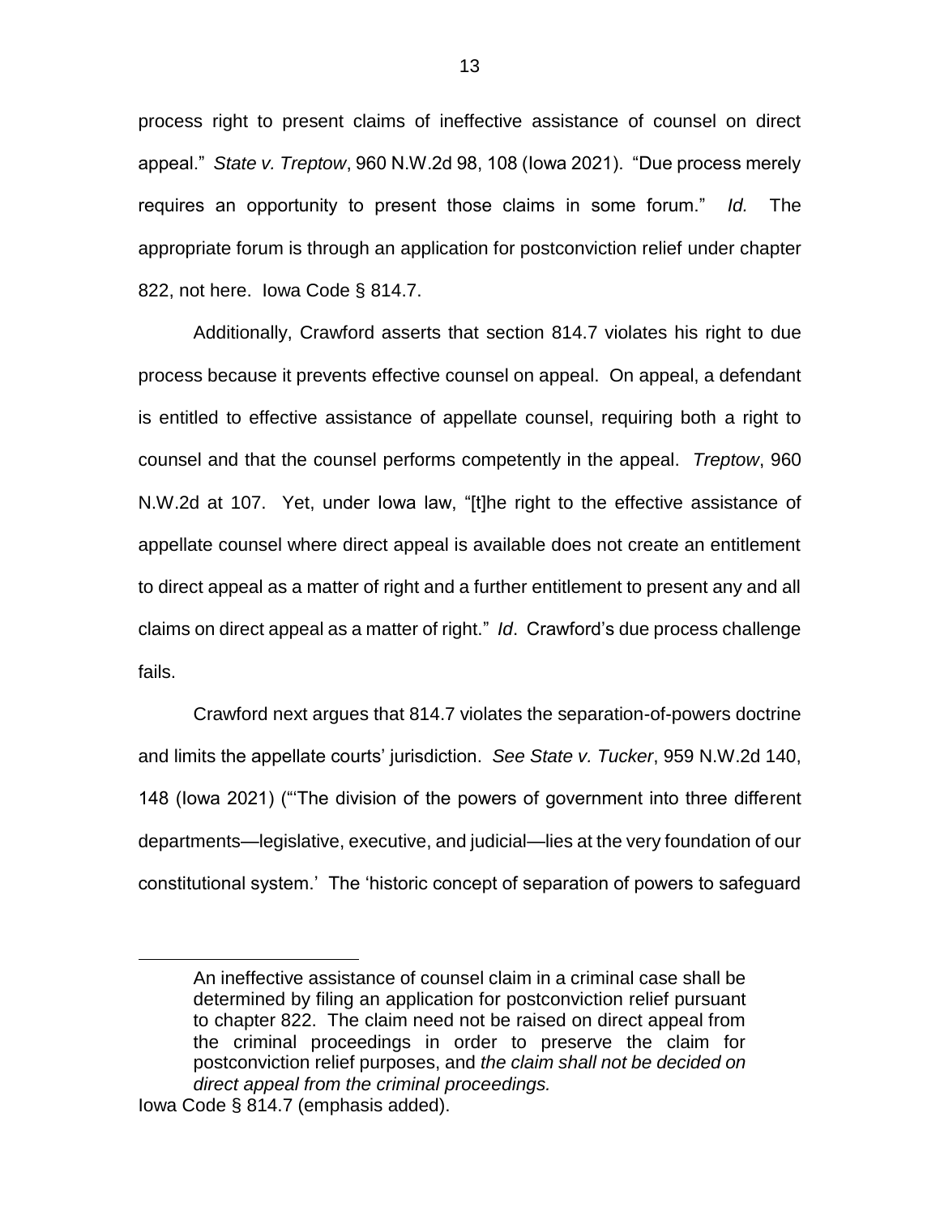process right to present claims of ineffective assistance of counsel on direct appeal." *State v. Treptow*, 960 N.W.2d 98, 108 (Iowa 2021). "Due process merely requires an opportunity to present those claims in some forum." *Id.* The appropriate forum is through an application for postconviction relief under chapter 822, not here. Iowa Code § 814.7.

Additionally, Crawford asserts that section 814.7 violates his right to due process because it prevents effective counsel on appeal. On appeal, a defendant is entitled to effective assistance of appellate counsel, requiring both a right to counsel and that the counsel performs competently in the appeal. *Treptow*, 960 N.W.2d at 107. Yet, under Iowa law, "[t]he right to the effective assistance of appellate counsel where direct appeal is available does not create an entitlement to direct appeal as a matter of right and a further entitlement to present any and all claims on direct appeal as a matter of right." *Id*. Crawford's due process challenge fails.

Crawford next argues that 814.7 violates the separation-of-powers doctrine and limits the appellate courts' jurisdiction. *See State v. Tucker*, 959 N.W.2d 140, 148 (Iowa 2021) ("'The division of the powers of government into three different departments—legislative, executive, and judicial—lies at the very foundation of our constitutional system.' The 'historic concept of separation of powers to safeguard

---

> An ineffective assistance of counsel claim in a criminal case shall be determined by filing an application for postconviction relief pursuant to chapter 822. The claim need not be raised on direct appeal from the criminal proceedings in order to preserve the claim for postconviction relief purposes, and *the claim shall not be decided on direct appeal from the criminal proceedings.*

Iowa Code § 814.7 (emphasis added).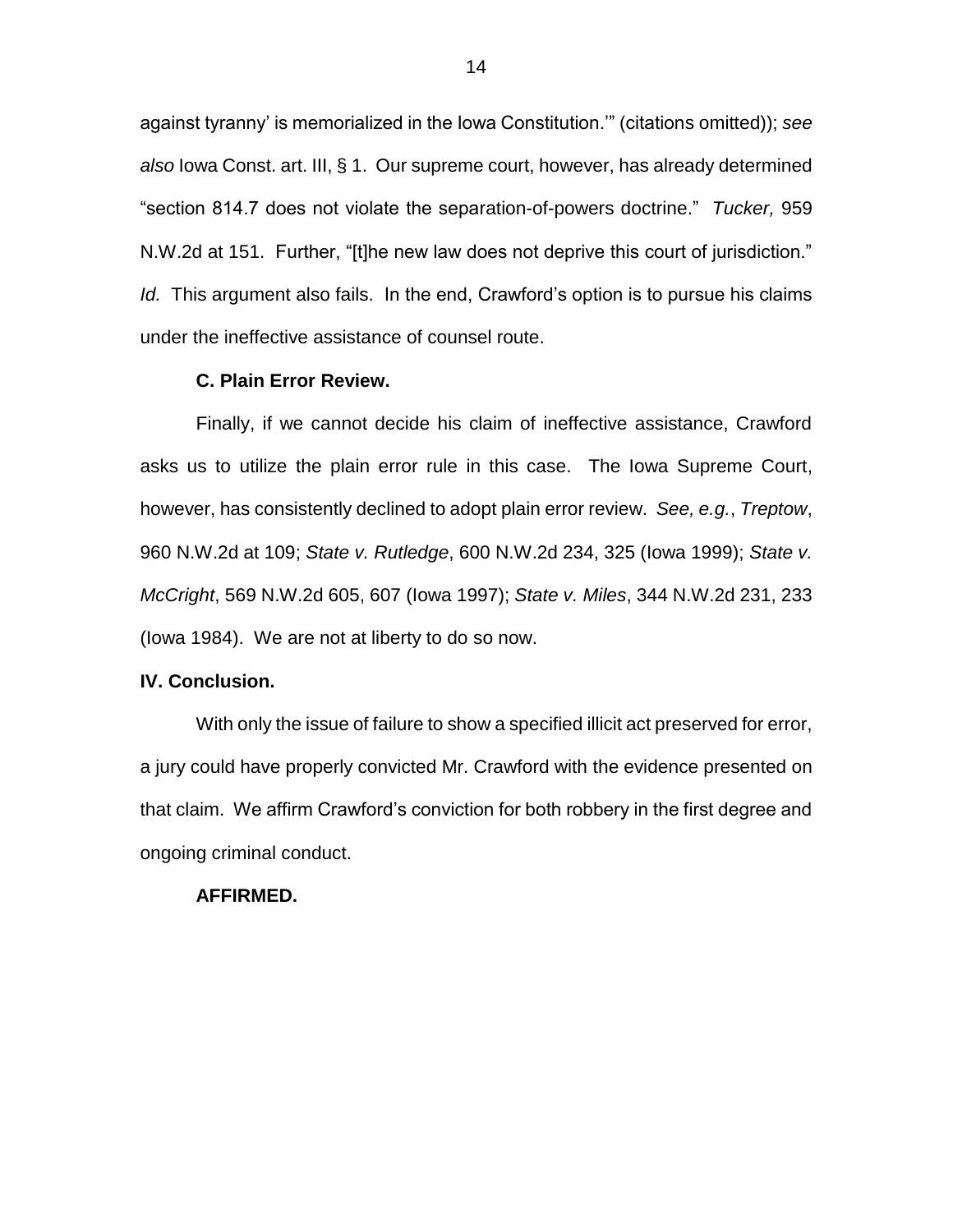against tyranny' is memorialized in the Iowa Constitution.'" (citations omitted)); *see also* Iowa Const. art. III, § 1. Our supreme court, however, has already determined "section 814.7 does not violate the separation-of-powers doctrine." *Tucker,* 959 N.W.2d at 151. Further, "[t]he new law does not deprive this court of jurisdiction." *Id.* This argument also fails. In the end, Crawford's option is to pursue his claims under the ineffective assistance of counsel route.

### C. Plain Error Review.

Finally, if we cannot decide his claim of ineffective assistance, Crawford asks us to utilize the plain error rule in this case. The Iowa Supreme Court, however, has consistently declined to adopt plain error review. *See, e.g.*, *Treptow*, 960 N.W.2d at 109; *State v. Rutledge*, 600 N.W.2d 234, 325 (Iowa 1999); *State v. McCright*, 569 N.W.2d 605, 607 (Iowa 1997); *State v. Miles*, 344 N.W.2d 231, 233 (Iowa 1984). We are not at liberty to do so now.

## IV. Conclusion.

With only the issue of failure to show a specified illicit act preserved for error, a jury could have properly convicted Mr. Crawford with the evidence presented on that claim. We affirm Crawford's conviction for both robbery in the first degree and ongoing criminal conduct.

**AFFIRMED.**